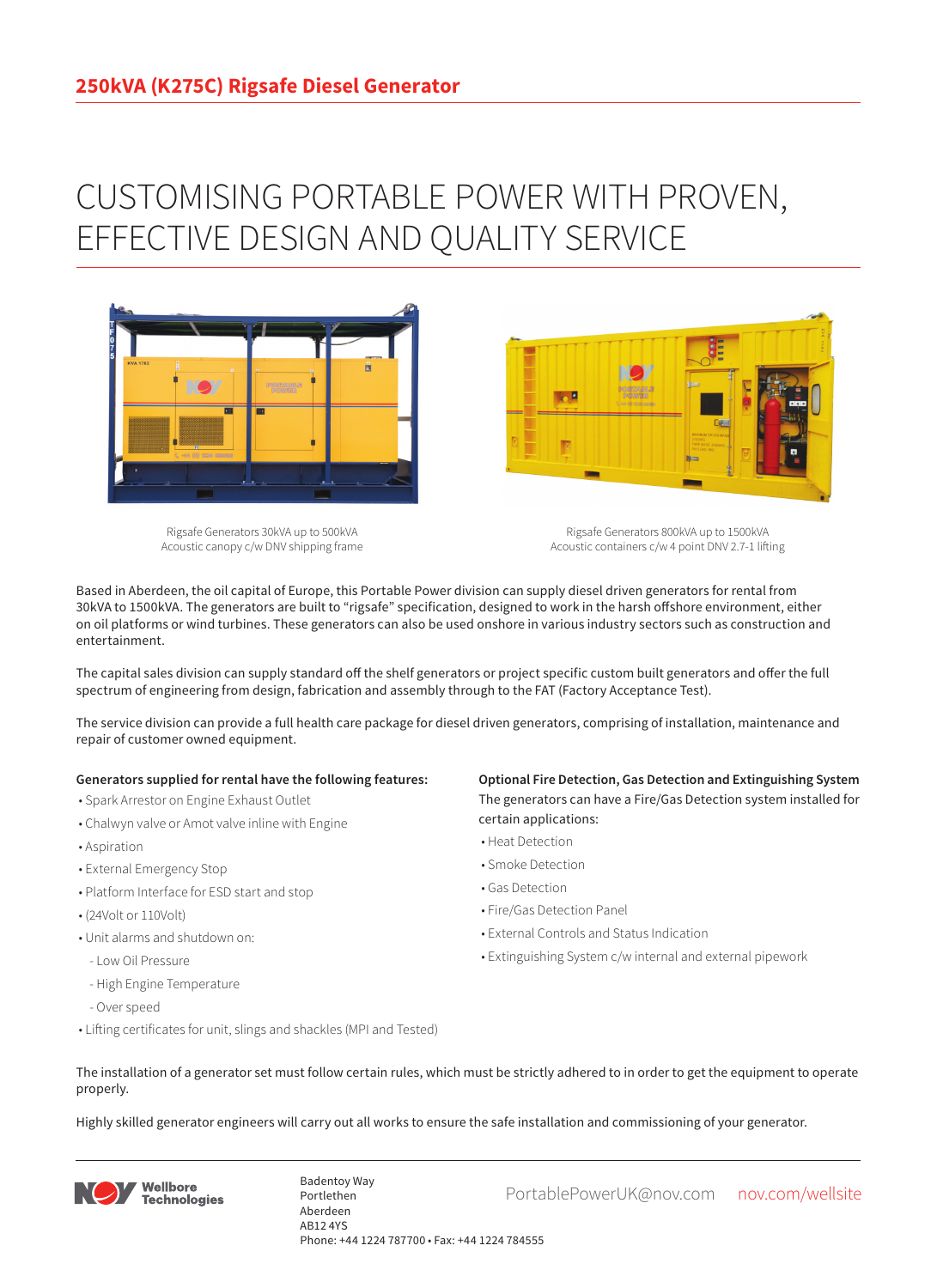## 250kVA (K275C) Rigsafe Diesel Generator

# CUSTOMISING PORTABLE POWER WITH PROVEN, EFFECTIVE DESIGN AND QUALITY SERVICE

Rigsafe Generators 30kVA up to 500kVA
Acoustic canopy c/w DNV shipping frame

Rigsafe Generators 800kVA up to 1500kVA
Acoustic containers c/w 4 point DNV 2.7-1 lifting

Based in Aberdeen, the oil capital of Europe, this Portable Power division can supply diesel driven generators for rental from 30kVA to 1500kVA. The generators are built to "rigsafe" specification, designed to work in the harsh offshore environment, either on oil platforms or wind turbines. These generators can also be used onshore in various industry sectors such as construction and entertainment.

The capital sales division can supply standard off the shelf generators or project specific custom built generators and offer the full spectrum of engineering from design, fabrication and assembly through to the FAT (Factory Acceptance Test).

The service division can provide a full health care package for diesel driven generators, comprising of installation, maintenance and repair of customer owned equipment.

**Generators supplied for rental have the following features:**

- Spark Arrestor on Engine Exhaust Outlet
- Chalwyn valve or Amot valve inline with Engine
- Aspiration
- External Emergency Stop
- Platform Interface for ESD start and stop
- (24Volt or 110Volt)
- Unit alarms and shutdown on:
  - Low Oil Pressure
  - High Engine Temperature
  - Over speed
- Lifting certificates for unit, slings and shackles (MPI and Tested)

**Optional Fire Detection, Gas Detection and Extinguishing System**

The generators can have a Fire/Gas Detection system installed for certain applications:

- Heat Detection
- Smoke Detection
- Gas Detection
- Fire/Gas Detection Panel
- External Controls and Status Indication
- Extinguishing System c/w internal and external pipework

The installation of a generator set must follow certain rules, which must be strictly adhered to in order to get the equipment to operate properly.

Highly skilled generator engineers will carry out all works to ensure the safe installation and commissioning of your generator.

Wellbore Technologies

Badentoy Way
Portlethen
Aberdeen
AB12 4YS
Phone: +44 1224 787700 • Fax: +44 1224 784555

PortablePowerUK@nov.com nov.com/wellsite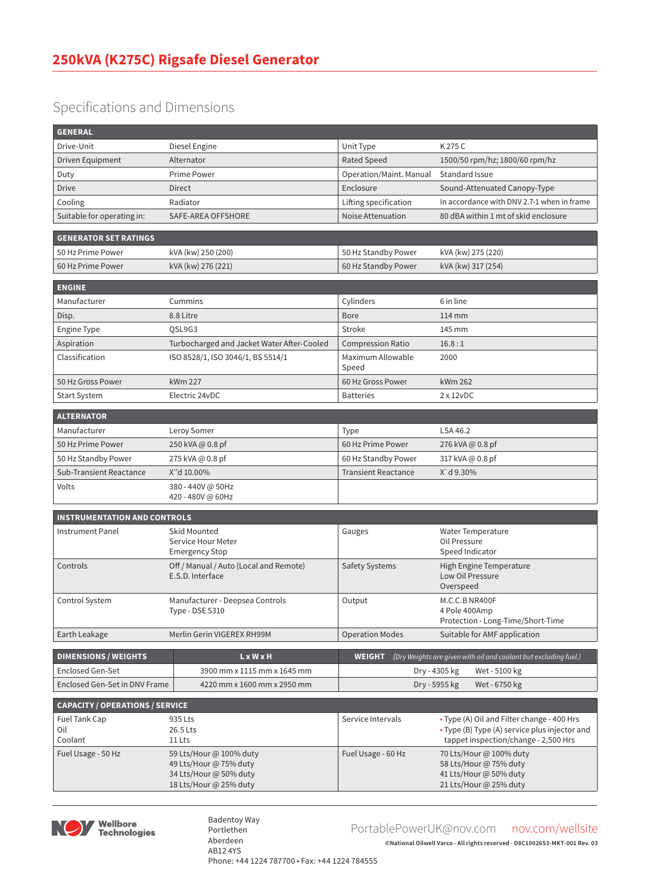# 250kVA (K275C) Rigsafe Diesel Generator

## Specifications and Dimensions

| GENERAL | | | |
|---|---|---|---|
| Drive-Unit | Diesel Engine | Unit Type | K 275 C |
| Driven Equipment | Alternator | Rated Speed | 1500/50 rpm/hz; 1800/60 rpm/hz |
| Duty | Prime Power | Operation/Maint. Manual | Standard Issue |
| Drive | Direct | Enclosure | Sound-Attenuated Canopy-Type |
| Cooling | Radiator | Lifting specification | In accordance with DNV 2.7-1 when in frame |
| Suitable for operating in: | SAFE-AREA OFFSHORE | Noise Attenuation | 80 dBA within 1 mt of skid enclosure |

| GENERATOR SET RATINGS | | | |
|---|---|---|---|
| 50 Hz Prime Power | kVA (kw) 250 (200) | 50 Hz Standby Power | kVA (kw) 275 (220) |
| 60 Hz Prime Power | kVA (kw) 276 (221) | 60 Hz Standby Power | kVA (kw) 317 (254) |

| ENGINE | | | |
|---|---|---|---|
| Manufacturer | Cummins | Cylinders | 6 in line |
| Disp. | 8.8 Litre | Bore | 114 mm |
| Engine Type | QSL9G3 | Stroke | 145 mm |
| Aspiration | Turbocharged and Jacket Water After-Cooled | Compression Ratio | 16.8 : 1 |
| Classification | ISO 8528/1, ISO 3046/1, BS 5514/1 | Maximum Allowable Speed | 2000 |
| 50 Hz Gross Power | kWm 227 | 60 Hz Gross Power | kWm 262 |
| Start System | Electric 24vDC | Batteries | 2 x 12vDC |

| ALTERNATOR | | | |
|---|---|---|---|
| Manufacturer | Leroy Somer | Type | LSA 46.2 |
| 50 Hz Prime Power | 250 kVA @ 0.8 pf | 60 Hz Prime Power | 276 kVA @ 0.8 pf |
| 50 Hz Standby Power | 275 kVA @ 0.8 pf | 60 Hz Standby Power | 317 kVA @ 0.8 pf |
| Sub-Transient Reactance | X''d 10.00% | Transient Reactance | X`d 9.30% |
| Volts | 380 - 440V @ 50Hz<br>420 - 480V @ 60Hz | | |

| INSTRUMENTATION AND CONTROLS | | | |
|---|---|---|---|
| Instrument Panel | Skid Mounted<br>Service Hour Meter<br>Emergency Stop | Gauges | Water Temperature<br>Oil Pressure<br>Speed Indicator |
| Controls | Off / Manual / Auto (Local and Remote)<br>E.S.D. Interface | Safety Systems | High Engine Temperature<br>Low Oil Pressure<br>Overspeed |
| Control System | Manufacturer - Deepsea Controls<br>Type - DSE 5310 | Output | M.C.C.B NR400F<br>4 Pole 400Amp<br>Protection - Long-Time/Short-Time |
| Earth Leakage | Merlin Gerin VIGEREX RH99M | Operation Modes | Suitable for AMF application |

| DIMENSIONS / WEIGHTS | L x W x H | WEIGHT *(Dry Weights are given with oil and coolant but excluding fuel.)* | |
|---|---|---|---|
| Enclosed Gen-Set | 3900 mm x 1115 mm x 1645 mm | Dry - 4305 kg | Wet - 5100 kg |
| Enclosed Gen-Set in DNV Frame | 4220 mm x 1600 mm x 2950 mm | Dry - 5955 kg | Wet - 6750 kg |

| CAPACITY / OPERATIONS / SERVICE | | | |
|---|---|---|---|
| Fuel Tank Cap<br>Oil<br>Coolant | 935 Lts<br>26.5 Lts<br>11 Lts | Service Intervals | • Type (A) Oil and Filter change - 400 Hrs<br>• Type (B) Type (A) service plus injector and tappet inspection/change - 2,500 Hrs |
| Fuel Usage - 50 Hz | 59 Lts/Hour @ 100% duty<br>49 Lts/Hour @ 75% duty<br>34 Lts/Hour @ 50% duty<br>18 Lts/Hour @ 25% duty | Fuel Usage - 60 Hz | 70 Lts/Hour @ 100% duty<br>58 Lts/Hour @ 75% duty<br>41 Lts/Hour @ 50% duty<br>21 Lts/Hour @ 25% duty |

NOV Wellbore Technologies

Badentoy Way
Portlethen
Aberdeen
AB12 4YS
Phone: +44 1224 787700 • Fax: +44 1224 784555

PortablePowerUK@nov.com    nov.com/wellsite

©National Oilwell Varco - All rights reserved - D8C1002653-MKT-001 Rev. 03